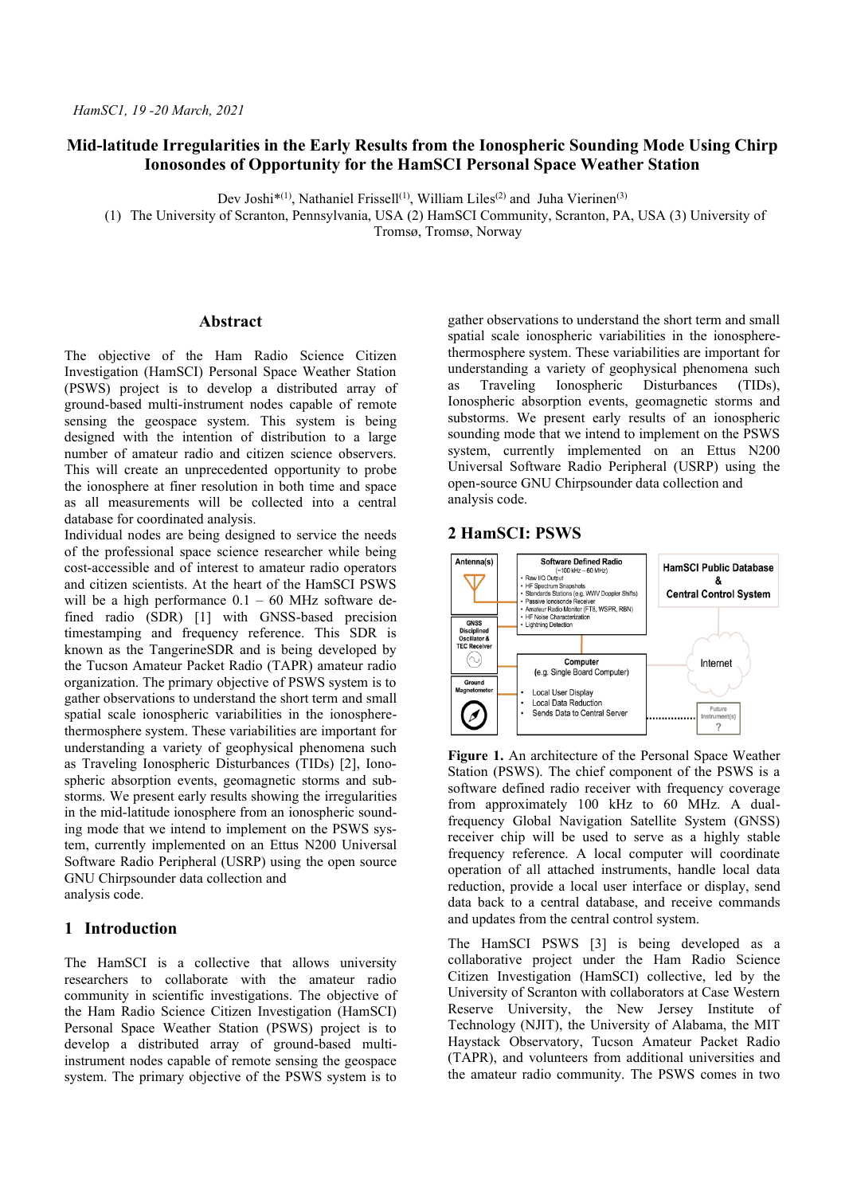*HamSCI, 19 -20 March, 2021*

# Mid-latitude Irregularities in the Early Results from the Ionospheric Sounding Mode Using Chirp Ionosondes of Opportunity for the HamSCI Personal Space Weather Station

Dev Joshi*[(1)], Nathaniel Frissell[(1)], William Liles[(2)] and Juha Vierinen[(3)]

(1) The University of Scranton, Pennsylvania, USA (2) HamSCI Community, Scranton, PA, USA (3) University of Tromsø, Tromsø, Norway

## Abstract

The objective of the Ham Radio Science Citizen Investigation (HamSCI) Personal Space Weather Station (PSWS) project is to develop a distributed array of ground-based multi-instrument nodes capable of remote sensing the geospace system. This system is being designed with the intention of distribution to a large number of amateur radio and citizen science observers. This will create an unprecedented opportunity to probe the ionosphere at finer resolution in both time and space as all measurements will be collected into a central database for coordinated analysis.

Individual nodes are being designed to service the needs of the professional space science researcher while being cost-accessible and of interest to amateur radio operators and citizen scientists. At the heart of the HamSCI PSWS will be a high performance 0.1 – 60 MHz software defined radio (SDR) [1] with GNSS-based precision timestamping and frequency reference. This SDR is known as the TangerineSDR and is being developed by the Tucson Amateur Packet Radio (TAPR) amateur radio organization. The primary objective of PSWS system is to gather observations to understand the short term and small spatial scale ionospheric variabilities in the ionosphere-thermosphere system. These variabilities are important for understanding a variety of geophysical phenomena such as Traveling Ionospheric Disturbances (TIDs) [2], Ionospheric absorption events, geomagnetic storms and substorms. We present early results showing the irregularities in the mid-latitude ionosphere from an ionospheric sounding mode that we intend to implement on the PSWS system, currently implemented on an Ettus N200 Universal Software Radio Peripheral (USRP) using the open source GNU Chirpsounder data collection and analysis code.

## 1 Introduction

The HamSCI is a collective that allows university researchers to collaborate with the amateur radio community in scientific investigations. The objective of the Ham Radio Science Citizen Investigation (HamSCI) Personal Space Weather Station (PSWS) project is to develop a distributed array of ground-based multi-instrument nodes capable of remote sensing the geospace system. The primary objective of the PSWS system is to gather observations to understand the short term and small spatial scale ionospheric variabilities in the ionosphere-thermosphere system. These variabilities are important for understanding a variety of geophysical phenomena such as Traveling Ionospheric Disturbances (TIDs), Ionospheric absorption events, geomagnetic storms and substorms. We present early results of an ionospheric sounding mode that we intend to implement on the PSWS system, currently implemented on an Ettus N200 Universal Software Radio Peripheral (USRP) using the open-source GNU Chirpsounder data collection and analysis code.

## 2 HamSCI: PSWS

**Figure 1.** An architecture of the Personal Space Weather Station (PSWS). The chief component of the PSWS is a software defined radio receiver with frequency coverage from approximately 100 kHz to 60 MHz. A dual-frequency Global Navigation Satellite System (GNSS) receiver chip will be used to serve as a highly stable frequency reference. A local computer will coordinate operation of all attached instruments, handle local data reduction, provide a local user interface or display, send data back to a central database, and receive commands and updates from the central control system.

The HamSCI PSWS [3] is being developed as a collaborative project under the Ham Radio Science Citizen Investigation (HamSCI) collective, led by the University of Scranton with collaborators at Case Western Reserve University, the New Jersey Institute of Technology (NJIT), the University of Alabama, the MIT Haystack Observatory, Tucson Amateur Packet Radio (TAPR), and volunteers from additional universities and the amateur radio community. The PSWS comes in two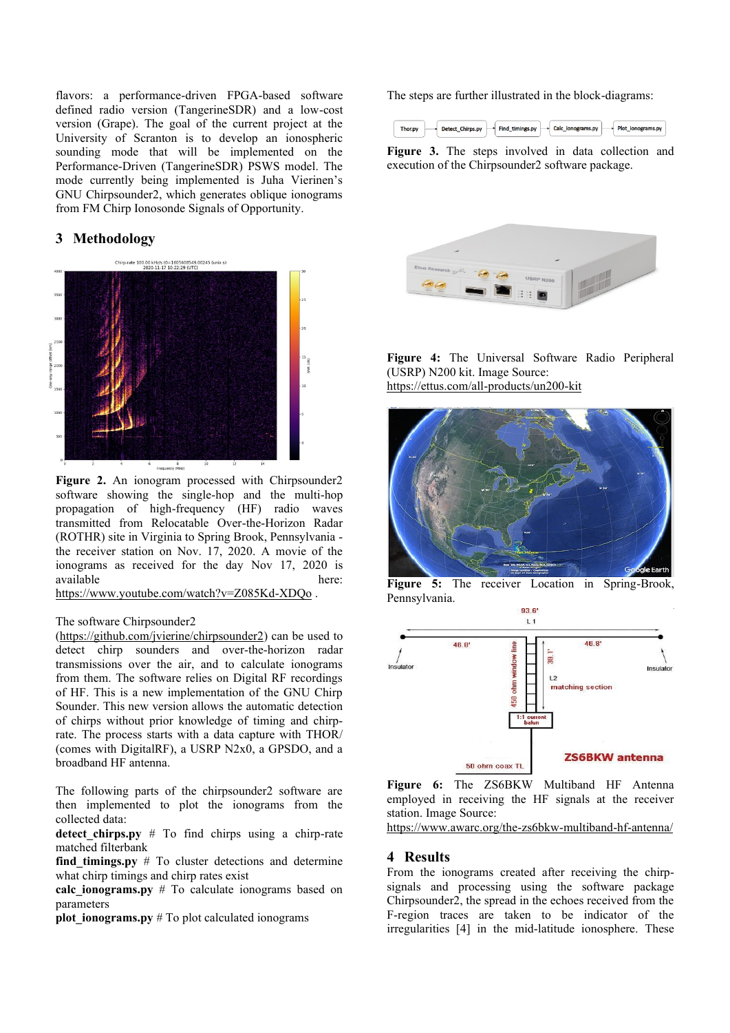flavors: a performance-driven FPGA-based software defined radio version (TangerineSDR) and a low-cost version (Grape). The goal of the current project at the University of Scranton is to develop an ionospheric sounding mode that will be implemented on the Performance-Driven (TangerineSDR) PSWS model. The mode currently being implemented is Juha Vierinen's GNU Chirpsounder2, which generates oblique ionograms from FM Chirp Ionosonde Signals of Opportunity.

## 3 Methodology

**Figure 2.** An ionogram processed with Chirpsounder2 software showing the single-hop and the multi-hop propagation of high-frequency (HF) radio waves transmitted from Relocatable Over-the-Horizon Radar (ROTHR) site in Virginia to Spring Brook, Pennsylvania - the receiver station on Nov. 17, 2020. A movie of the ionograms as received for the day Nov 17, 2020 is available here: https://www.youtube.com/watch?v=Z085Kd-XDQo .

The software Chirpsounder2 (https://github.com/jvierine/chirpsounder2) can be used to detect chirp sounders and over-the-horizon radar transmissions over the air, and to calculate ionograms from them. The software relies on Digital RF recordings of HF. This is a new implementation of the GNU Chirp Sounder. This new version allows the automatic detection of chirps without prior knowledge of timing and chirp-rate. The process starts with a data capture with THOR/ (comes with DigitalRF), a USRP N2x0, a GPSDO, and a broadband HF antenna.

The following parts of the chirpsounder2 software are then implemented to plot the ionograms from the collected data:

**detect_chirps.py** # To find chirps using a chirp-rate matched filterbank
**find_timings.py** # To cluster detections and determine what chirp timings and chirp rates exist
**calc_ionograms.py** # To calculate ionograms based on parameters
**plot_ionograms.py** # To plot calculated ionograms

The steps are further illustrated in the block-diagrams:

Thor.py → Detect_Chirps.py → Find_timings.py → Calc_ionograms.py → Plot_ionograms.py

**Figure 3.** The steps involved in data collection and execution of the Chirpsounder2 software package.

**Figure 4:** The Universal Software Radio Peripheral (USRP) N200 kit. Image Source: https://ettus.com/all-products/un200-kit

**Figure 5:** The receiver Location in Spring-Brook, Pennsylvania.

**Figure 6:** The ZS6BKW Multiband HF Antenna employed in receiving the HF signals at the receiver station. Image Source: https://www.awarc.org/the-zs6bkw-multiband-hf-antenna/

## 4 Results

From the ionograms created after receiving the chirp-signals and processing using the software package Chirpsounder2, the spread in the echoes received from the F-region traces are taken to be indicator of the irregularities [4] in the mid-latitude ionosphere. These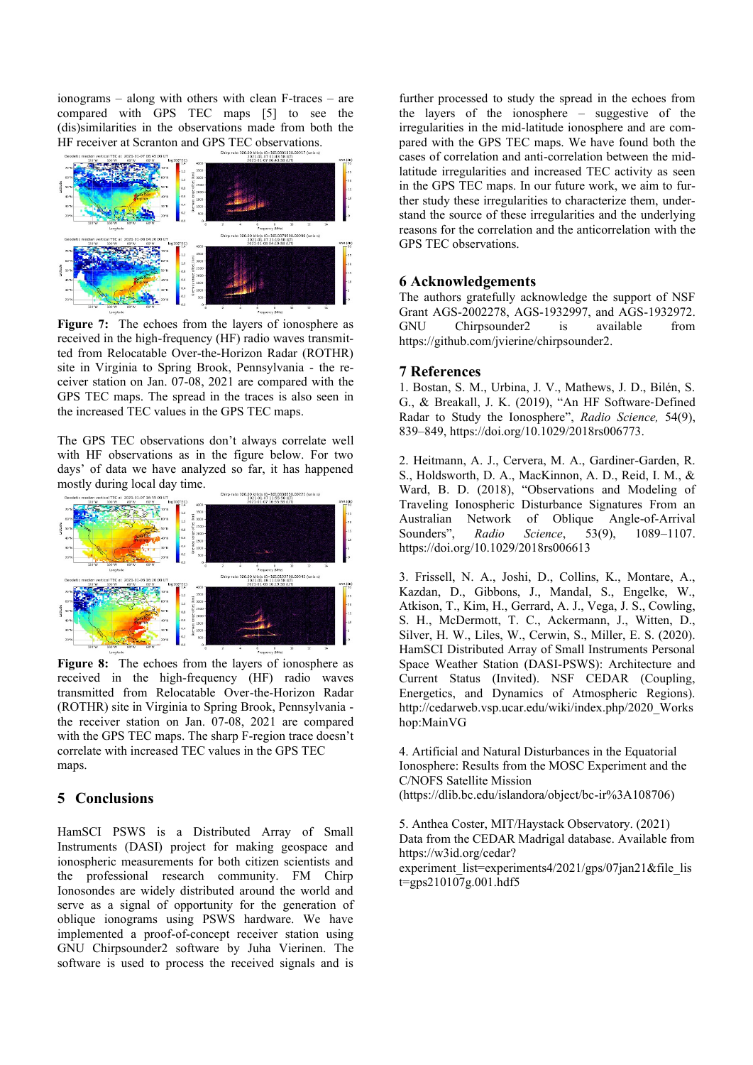ionograms – along with others with clean F-traces – are compared with GPS TEC maps [5] to see the (dis)similarities in the observations made from both the HF receiver at Scranton and GPS TEC observations.

**Figure 7:** The echoes from the layers of ionosphere as received in the high-frequency (HF) radio waves transmitted from Relocatable Over-the-Horizon Radar (ROTHR) site in Virginia to Spring Brook, Pennsylvania - the receiver station on Jan. 07-08, 2021 are compared with the GPS TEC maps. The spread in the traces is also seen in the increased TEC values in the GPS TEC maps.

The GPS TEC observations don't always correlate well with HF observations as in the figure below. For two days' of data we have analyzed so far, it has happened mostly during local day time.

**Figure 8:** The echoes from the layers of ionosphere as received in the high-frequency (HF) radio waves transmitted from Relocatable Over-the-Horizon Radar (ROTHR) site in Virginia to Spring Brook, Pennsylvania - the receiver station on Jan. 07-08, 2021 are compared with the GPS TEC maps. The sharp F-region trace doesn't correlate with increased TEC values in the GPS TEC maps.

## 5 Conclusions

HamSCI PSWS is a Distributed Array of Small Instruments (DASI) project for making geospace and ionospheric measurements for both citizen scientists and the professional research community. FM Chirp Ionosondes are widely distributed around the world and serve as a signal of opportunity for the generation of oblique ionograms using PSWS hardware. We have implemented a proof-of-concept receiver station using GNU Chirpsounder2 software by Juha Vierinen. The software is used to process the received signals and is further processed to study the spread in the echoes from the layers of the ionosphere – suggestive of the irregularities in the mid-latitude ionosphere and are compared with the GPS TEC maps. We have found both the cases of correlation and anti-correlation between the mid-latitude irregularities and increased TEC activity as seen in the GPS TEC maps. In our future work, we aim to further study these irregularities to characterize them, understand the source of these irregularities and the underlying reasons for the correlation and the anticorrelation with the GPS TEC observations.

## 6 Acknowledgements

The authors gratefully acknowledge the support of NSF Grant AGS-2002278, AGS-1932997, and AGS-1932972. GNU Chirpsounder2 is available from https://github.com/jvierine/chirpsounder2.

## 7 References

1. Bostan, S. M., Urbina, J. V., Mathews, J. D., Bilén, S. G., & Breakall, J. K. (2019), "An HF Software-Defined Radar to Study the Ionosphere", *Radio Science,* 54(9), 839–849, https://doi.org/10.1029/2018rs006773.

2. Heitmann, A. J., Cervera, M. A., Gardiner-Garden, R. S., Holdsworth, D. A., MacKinnon, A. D., Reid, I. M., & Ward, B. D. (2018), "Observations and Modeling of Traveling Ionospheric Disturbance Signatures From an Australian Network of Oblique Angle-of-Arrival Sounders", *Radio Science*, 53(9), 1089–1107. https://doi.org/10.1029/2018rs006613

3. Frissell, N. A., Joshi, D., Collins, K., Montare, A., Kazdan, D., Gibbons, J., Mandal, S., Engelke, W., Atkison, T., Kim, H., Gerrard, A. J., Vega, J. S., Cowling, S. H., McDermott, T. C., Ackermann, J., Witten, D., Silver, H. W., Liles, W., Cerwin, S., Miller, E. S. (2020). HamSCI Distributed Array of Small Instruments Personal Space Weather Station (DASI-PSWS): Architecture and Current Status (Invited). NSF CEDAR (Coupling, Energetics, and Dynamics of Atmospheric Regions). http://cedarweb.vsp.ucar.edu/wiki/index.php/2020_Workshop:MainVG

4. Artificial and Natural Disturbances in the Equatorial Ionosphere: Results from the MOSC Experiment and the C/NOFS Satellite Mission (https://dlib.bc.edu/islandora/object/bc-ir%3A108706)

5. Anthea Coster, MIT/Haystack Observatory. (2021) Data from the CEDAR Madrigal database. Available from https://w3id.org/cedar?experiment_list=experiments4/2021/gps/07jan21&file_list=gps210107g.001.hdf5